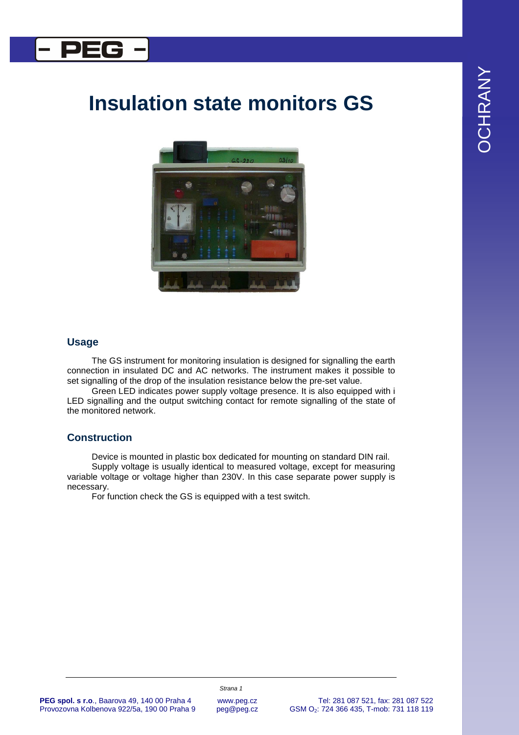# Insulation state monitors GS

## Usage

The GS instrument for monitoring insulation is designed for signalling the earth connection in insulated DC and AC networks. The instrument makes it possible to set signalling of the drop of the insulation resistance below the pre-set value.

Green LED indicates power supply voltage presence. It is also equipped with i LED signalling and the output switching contact for remote signalling of the state of the monitored network.

## Construction

Device is mounted in plastic box dedicated for mounting on standard DIN rail.

Supply voltage is usually identical to measured voltage, except for measuring variable voltage or voltage higher than 230V. In this case separate power supply is necessary.

For function check the GS is equipped with a test switch.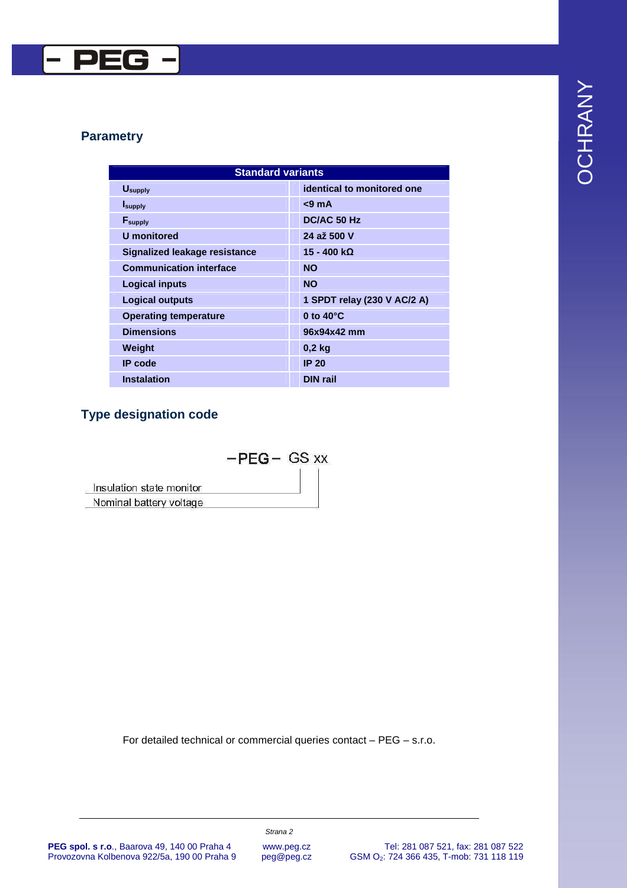## Parametry

| Standard variants | |
|---|---|
| $U_{supply}$ | identical to monitored one |
| $I_{supply}$ | <9 mA |
| $F_{supply}$ | DC/AC 50 Hz |
| U monitored | 24 až 500 V |
| Signalized leakage resistance | 15 - 400 kΩ |
| Communication interface | NO |
| Logical inputs | NO |
| Logical outputs | 1 SPDT relay (230 V AC/2 A) |
| Operating temperature | 0 to 40°C |
| Dimensions | 96x94x42 mm |
| Weight | 0,2 kg |
| IP code | IP 20 |
| Instalation | DIN rail |

## Type designation code

–PEG– GS xx

Insulation state monitor

Nominal battery voltage

For detailed technical or commercial queries contact – PEG – s.r.o.

**PEG spol. s r.o.**, Baarova 49, 140 00 Praha 4
Provozovna Kolbenova 922/5a, 190 00 Praha 9

www.peg.cz
peg@peg.cz

Tel: 281 087 521, fax: 281 087 522
GSM $O_2$: 724 366 435, T-mob: 731 118 119